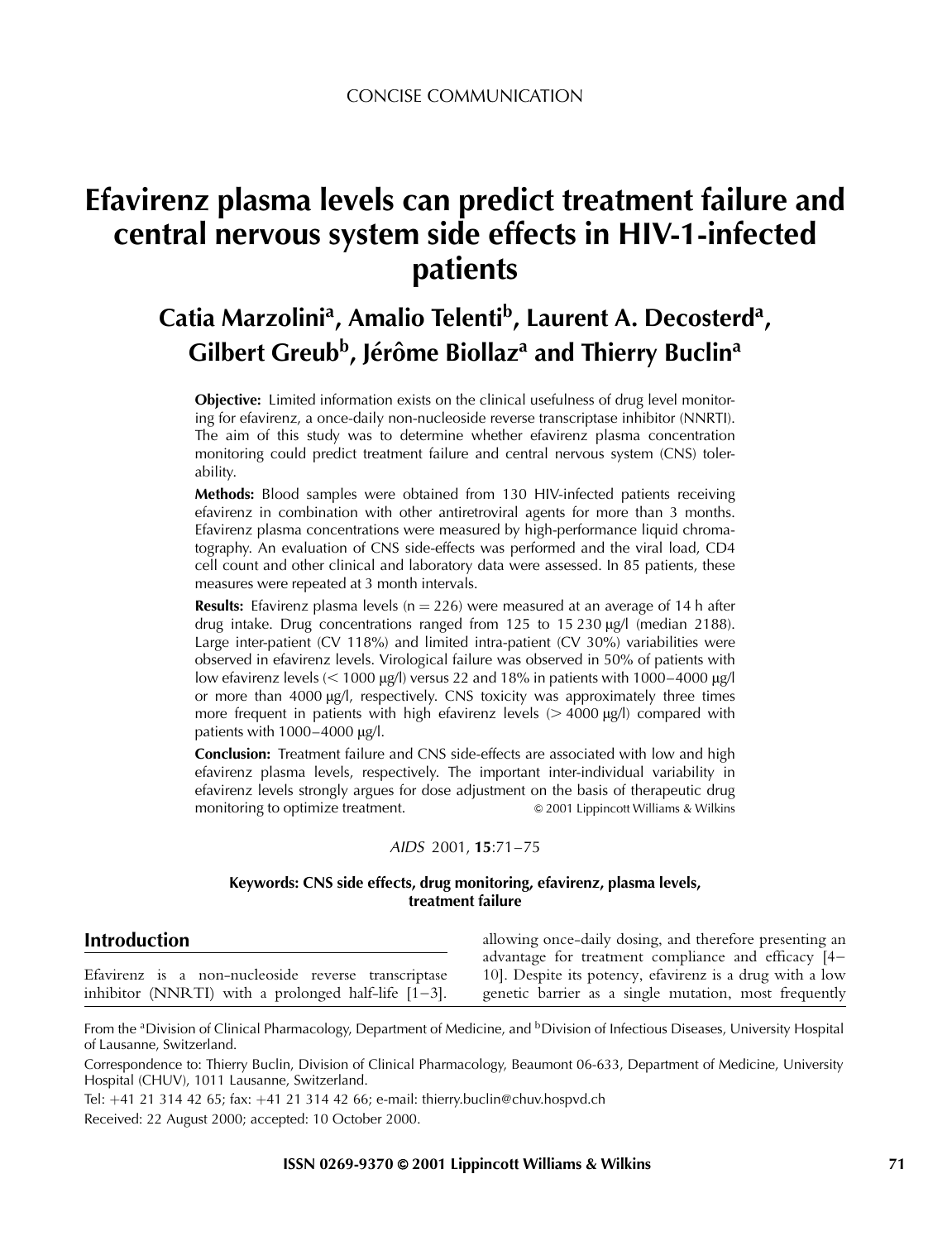CONCISE COMMUNICATION

# Efavirenz plasma levels can predict treatment failure and central nervous system side effects in HIV-1-infected patients

## Catia Marzolini[a], Amalio Telenti[b], Laurent A. Decosterd[a], Gilbert Greub[b], Jérôme Biollaz[a] and Thierry Buclin[a]

**Objective:** Limited information exists on the clinical usefulness of drug level monitoring for efavirenz, a once-daily non-nucleoside reverse transcriptase inhibitor (NNRTI). The aim of this study was to determine whether efavirenz plasma concentration monitoring could predict treatment failure and central nervous system (CNS) tolerability.

**Methods:** Blood samples were obtained from 130 HIV-infected patients receiving efavirenz in combination with other antiretroviral agents for more than 3 months. Efavirenz plasma concentrations were measured by high-performance liquid chromatography. An evaluation of CNS side-effects was performed and the viral load, CD4 cell count and other clinical and laboratory data were assessed. In 85 patients, these measures were repeated at 3 month intervals.

**Results:** Efavirenz plasma levels ($n = 226$) were measured at an average of 14 h after drug intake. Drug concentrations ranged from 125 to 15 230 μg/l (median 2188). Large inter-patient (CV 118%) and limited intra-patient (CV 30%) variabilities were observed in efavirenz levels. Virological failure was observed in 50% of patients with low efavirenz levels (< 1000 μg/l) versus 22 and 18% in patients with 1000–4000 μg/l or more than 4000 μg/l, respectively. CNS toxicity was approximately three times more frequent in patients with high efavirenz levels (> 4000 μg/l) compared with patients with 1000–4000 μg/l.

**Conclusion:** Treatment failure and CNS side-effects are associated with low and high efavirenz plasma levels, respectively. The important inter-individual variability in efavirenz levels strongly argues for dose adjustment on the basis of therapeutic drug monitoring to optimize treatment. © 2001 Lippincott Williams & Wilkins

*AIDS* 2001, **15**:71–75

**Keywords: CNS side effects, drug monitoring, efavirenz, plasma levels, treatment failure**

## Introduction

Efavirenz is a non-nucleoside reverse transcriptase inhibitor (NNRTI) with a prolonged half-life [1–3], allowing once-daily dosing, and therefore presenting an advantage for treatment compliance and efficacy [4–10]. Despite its potency, efavirenz is a drug with a low genetic barrier as a single mutation, most frequently

From the [a]Division of Clinical Pharmacology, Department of Medicine, and [b]Division of Infectious Diseases, University Hospital of Lausanne, Switzerland.

Correspondence to: Thierry Buclin, Division of Clinical Pharmacology, Beaumont 06-633, Department of Medicine, University Hospital (CHUV), 1011 Lausanne, Switzerland.

Tel: +41 21 314 42 65; fax: +41 21 314 42 66; e-mail: thierry.buclin@chuv.hospvd.ch

Received: 22 August 2000; accepted: 10 October 2000.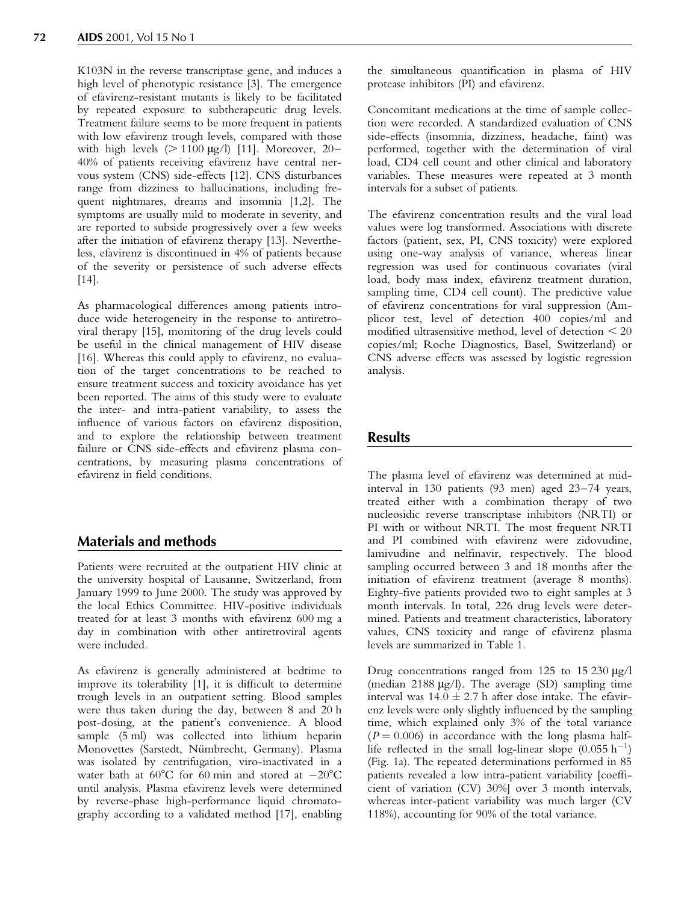K103N in the reverse transcriptase gene, and induces a high level of phenotypic resistance [3]. The emergence of efavirenz-resistant mutants is likely to be facilitated by repeated exposure to subtherapeutic drug levels. Treatment failure seems to be more frequent in patients with low efavirenz trough levels, compared with those with high levels (> 1100 μg/l) [11]. Moreover, 20–40% of patients receiving efavirenz have central nervous system (CNS) side-effects [12]. CNS disturbances range from dizziness to hallucinations, including frequent nightmares, dreams and insomnia [1,2]. The symptoms are usually mild to moderate in severity, and are reported to subside progressively over a few weeks after the initiation of efavirenz therapy [13]. Nevertheless, efavirenz is discontinued in 4% of patients because of the severity or persistence of such adverse effects [14].

As pharmacological differences among patients introduce wide heterogeneity in the response to antiretroviral therapy [15], monitoring of the drug levels could be useful in the clinical management of HIV disease [16]. Whereas this could apply to efavirenz, no evaluation of the target concentrations to be reached to ensure treatment success and toxicity avoidance has yet been reported. The aims of this study were to evaluate the inter- and intra-patient variability, to assess the influence of various factors on efavirenz disposition, and to explore the relationship between treatment failure or CNS side-effects and efavirenz plasma concentrations, by measuring plasma concentrations of efavirenz in field conditions.

## Materials and methods

Patients were recruited at the outpatient HIV clinic at the university hospital of Lausanne, Switzerland, from January 1999 to June 2000. The study was approved by the local Ethics Committee. HIV-positive individuals treated for at least 3 months with efavirenz 600 mg a day in combination with other antiretroviral agents were included.

As efavirenz is generally administered at bedtime to improve its tolerability [1], it is difficult to determine trough levels in an outpatient setting. Blood samples were thus taken during the day, between 8 and 20 h post-dosing, at the patient's convenience. A blood sample (5 ml) was collected into lithium heparin Monovettes (Sarstedt, Nümbrecht, Germany). Plasma was isolated by centrifugation, viro-inactivated in a water bath at 60°C for 60 min and stored at −20°C until analysis. Plasma efavirenz levels were determined by reverse-phase high-performance liquid chromatography according to a validated method [17], enabling the simultaneous quantification in plasma of HIV protease inhibitors (PI) and efavirenz.

Concomitant medications at the time of sample collection were recorded. A standardized evaluation of CNS side-effects (insomnia, dizziness, headache, faint) was performed, together with the determination of viral load, CD4 cell count and other clinical and laboratory variables. These measures were repeated at 3 month intervals for a subset of patients.

The efavirenz concentration results and the viral load values were log transformed. Associations with discrete factors (patient, sex, PI, CNS toxicity) were explored using one-way analysis of variance, whereas linear regression was used for continuous covariates (viral load, body mass index, efavirenz treatment duration, sampling time, CD4 cell count). The predictive value of efavirenz concentrations for viral suppression (Amplicor test, level of detection 400 copies/ml and modified ultrasensitive method, level of detection < 20 copies/ml; Roche Diagnostics, Basel, Switzerland) or CNS adverse effects was assessed by logistic regression analysis.

## Results

The plasma level of efavirenz was determined at mid-interval in 130 patients (93 men) aged 23–74 years, treated either with a combination therapy of two nucleosidic reverse transcriptase inhibitors (NRTI) or PI with or without NRTI. The most frequent NRTI and PI combined with efavirenz were zidovudine, lamivudine and nelfinavir, respectively. The blood sampling occurred between 3 and 18 months after the initiation of efavirenz treatment (average 8 months). Eighty-five patients provided two to eight samples at 3 month intervals. In total, 226 drug levels were determined. Patients and treatment characteristics, laboratory values, CNS toxicity and range of efavirenz plasma levels are summarized in Table 1.

Drug concentrations ranged from 125 to 15 230 μg/l (median 2188 μg/l). The average (SD) sampling time interval was 14.0 ± 2.7 h after dose intake. The efavirenz levels were only slightly influenced by the sampling time, which explained only 3% of the total variance ($P = 0.006$) in accordance with the long plasma half-life reflected in the small log-linear slope ($0.055\ h^{-1}$) (Fig. 1a). The repeated determinations performed in 85 patients revealed a low intra-patient variability [coefficient of variation (CV) 30%] over 3 month intervals, whereas inter-patient variability was much larger (CV 118%), accounting for 90% of the total variance.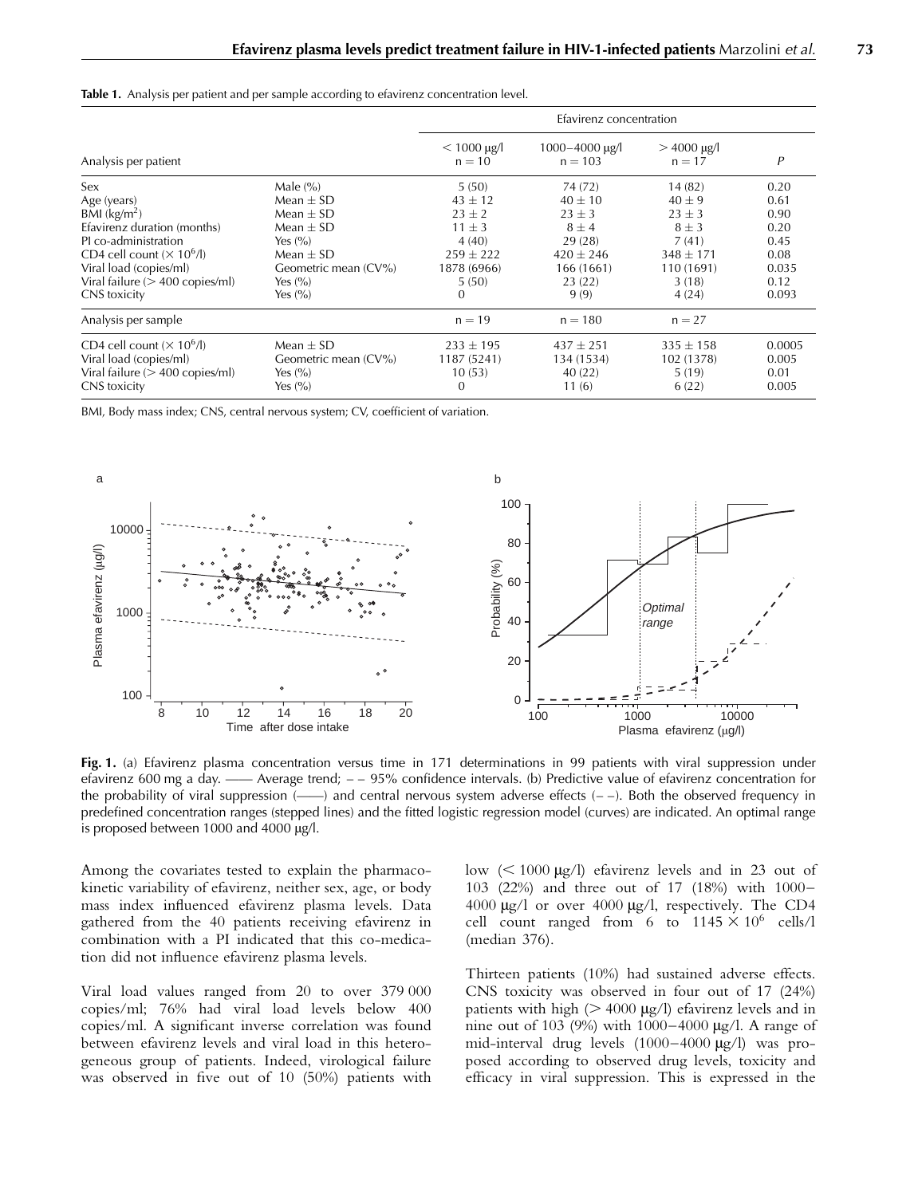**Table 1.** Analysis per patient and per sample according to efavirenz concentration level.

| | | Efavirenz concentration | | | |
|---|---|---|---|---|---|
| Analysis per patient | | < 1000 μg/l n = 10 | 1000–4000 μg/l n = 103 | > 4000 μg/l n = 17 | *P* |
| Sex | Male (%) | 5 (50) | 74 (72) | 14 (82) | 0.20 |
| Age (years) | Mean ± SD | 43 ± 12 | 40 ± 10 | 40 ± 9 | 0.61 |
| BMI (kg/m$^2$) | Mean ± SD | 23 ± 2 | 23 ± 3 | 23 ± 3 | 0.90 |
| Efavirenz duration (months) | Mean ± SD | 11 ± 3 | 8 ± 4 | 8 ± 3 | 0.20 |
| PI co-administration | Yes (%) | 4 (40) | 29 (28) | 7 (41) | 0.45 |
| CD4 cell count (× 10$^6$/l) | Mean ± SD | 259 ± 222 | 420 ± 246 | 348 ± 171 | 0.08 |
| Viral load (copies/ml) | Geometric mean (CV%) | 1878 (6966) | 166 (1661) | 110 (1691) | 0.035 |
| Viral failure (> 400 copies/ml) | Yes (%) | 5 (50) | 23 (22) | 3 (18) | 0.12 |
| CNS toxicity | Yes (%) | 0 | 9 (9) | 4 (24) | 0.093 |
| Analysis per sample | | n = 19 | n = 180 | n = 27 | |
| CD4 cell count (× 10$^6$/l) | Mean ± SD | 233 ± 195 | 437 ± 251 | 335 ± 158 | 0.0005 |
| Viral load (copies/ml) | Geometric mean (CV%) | 1187 (5241) | 134 (1534) | 102 (1378) | 0.005 |
| Viral failure (> 400 copies/ml) | Yes (%) | 10 (53) | 40 (22) | 5 (19) | 0.01 |
| CNS toxicity | Yes (%) | 0 | 11 (6) | 6 (22) | 0.005 |

BMI, Body mass index; CNS, central nervous system; CV, coefficient of variation.

**Fig. 1.** (a) Efavirenz plasma concentration versus time in 171 determinations in 99 patients with viral suppression under efavirenz 600 mg a day. —— Average trend; – – 95% confidence intervals. (b) Predictive value of efavirenz concentration for the probability of viral suppression (——) and central nervous system adverse effects (– –). Both the observed frequency in predefined concentration ranges (stepped lines) and the fitted logistic regression model (curves) are indicated. An optimal range is proposed between 1000 and 4000 μg/l.

Among the covariates tested to explain the pharmacokinetic variability of efavirenz, neither sex, age, or body mass index influenced efavirenz plasma levels. Data gathered from the 40 patients receiving efavirenz in combination with a PI indicated that this co-medication did not influence efavirenz plasma levels.

Viral load values ranged from 20 to over 379 000 copies/ml; 76% had viral load levels below 400 copies/ml. A significant inverse correlation was found between efavirenz levels and viral load in this heterogeneous group of patients. Indeed, virological failure was observed in five out of 10 (50%) patients with low (< 1000 μg/l) efavirenz levels and in 23 out of 103 (22%) and three out of 17 (18%) with 1000–4000 μg/l or over 4000 μg/l, respectively. The CD4 cell count ranged from 6 to 1145 × 10$^6$ cells/l (median 376).

Thirteen patients (10%) had sustained adverse effects. CNS toxicity was observed in four out of 17 (24%) patients with high (> 4000 μg/l) efavirenz levels and in nine out of 103 (9%) with 1000–4000 μg/l. A range of mid-interval drug levels (1000–4000 μg/l) was proposed according to observed drug levels, toxicity and efficacy in viral suppression. This is expressed in the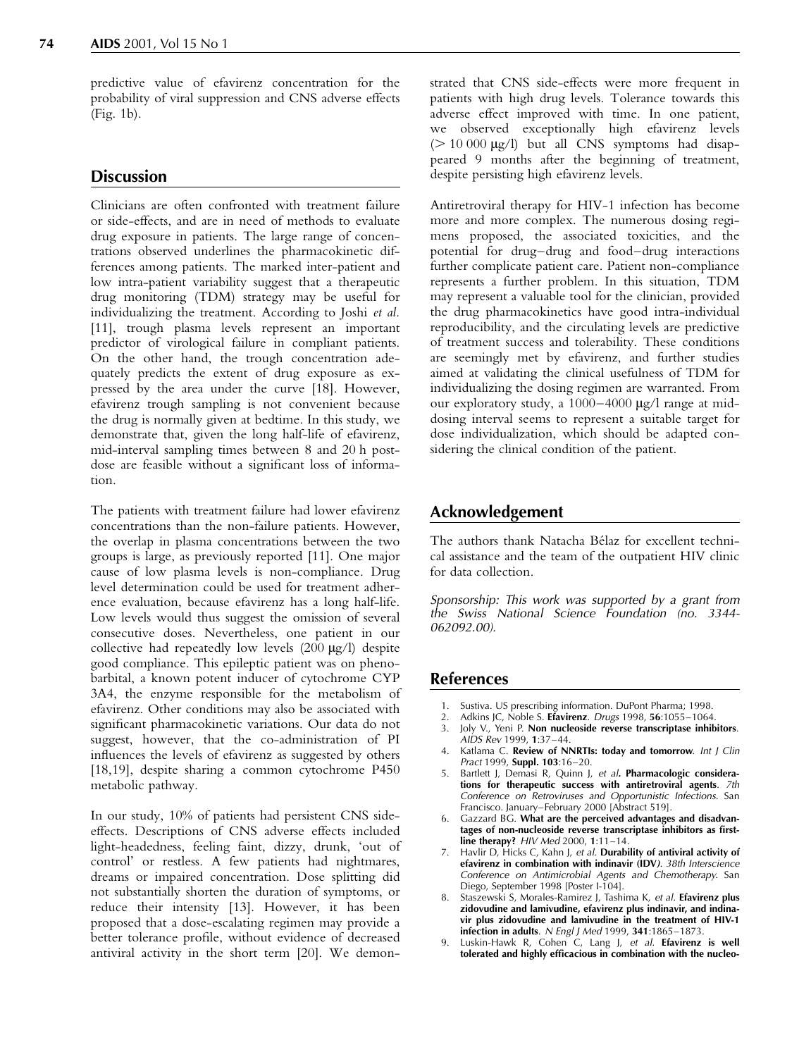predictive value of efavirenz concentration for the probability of viral suppression and CNS adverse effects (Fig. 1b).

## Discussion

Clinicians are often confronted with treatment failure or side-effects, and are in need of methods to evaluate drug exposure in patients. The large range of concentrations observed underlines the pharmacokinetic differences among patients. The marked inter-patient and low intra-patient variability suggest that a therapeutic drug monitoring (TDM) strategy may be useful for individualizing the treatment. According to Joshi *et al.* [11], trough plasma levels represent an important predictor of virological failure in compliant patients. On the other hand, the trough concentration adequately predicts the extent of drug exposure as expressed by the area under the curve [18]. However, efavirenz trough sampling is not convenient because the drug is normally given at bedtime. In this study, we demonstrate that, given the long half-life of efavirenz, mid-interval sampling times between 8 and 20 h post-dose are feasible without a significant loss of information.

The patients with treatment failure had lower efavirenz concentrations than the non-failure patients. However, the overlap in plasma concentrations between the two groups is large, as previously reported [11]. One major cause of low plasma levels is non-compliance. Drug level determination could be used for treatment adherence evaluation, because efavirenz has a long half-life. Low levels would thus suggest the omission of several consecutive doses. Nevertheless, one patient in our collective had repeatedly low levels (200 μg/l) despite good compliance. This epileptic patient was on phenobarbital, a known potent inducer of cytochrome CYP 3A4, the enzyme responsible for the metabolism of efavirenz. Other conditions may also be associated with significant pharmacokinetic variations. Our data do not suggest, however, that the co-administration of PI influences the levels of efavirenz as suggested by others [18,19], despite sharing a common cytochrome P450 metabolic pathway.

In our study, 10% of patients had persistent CNS side-effects. Descriptions of CNS adverse effects included light-headedness, feeling faint, dizzy, drunk, 'out of control' or restless. A few patients had nightmares, dreams or impaired concentration. Dose splitting did not substantially shorten the duration of symptoms, or reduce their intensity [13]. However, it has been proposed that a dose-escalating regimen may provide a better tolerance profile, without evidence of decreased antiviral activity in the short term [20]. We demonstrated that CNS side-effects were more frequent in patients with high drug levels. Tolerance towards this adverse effect improved with time. In one patient, we observed exceptionally high efavirenz levels (> 10 000 μg/l) but all CNS symptoms had disappeared 9 months after the beginning of treatment, despite persisting high efavirenz levels.

Antiretroviral therapy for HIV-1 infection has become more and more complex. The numerous dosing regimens proposed, the associated toxicities, and the potential for drug–drug and food–drug interactions further complicate patient care. Patient non-compliance represents a further problem. In this situation, TDM may represent a valuable tool for the clinician, provided the drug pharmacokinetics have good intra-individual reproducibility, and the circulating levels are predictive of treatment success and tolerability. These conditions are seemingly met by efavirenz, and further studies aimed at validating the clinical usefulness of TDM for individualizing the dosing regimen are warranted. From our exploratory study, a 1000–4000 μg/l range at mid-dosing interval seems to represent a suitable target for dose individualization, which should be adapted considering the clinical condition of the patient.

## Acknowledgement

The authors thank Natacha Bélaz for excellent technical assistance and the team of the outpatient HIV clinic for data collection.

*Sponsorship: This work was supported by a grant from the Swiss National Science Foundation (no. 3344-062092.00).*

## References

1. Sustiva. US prescribing information. DuPont Pharma; 1998.
2. Adkins JC, Noble S. **Efavirenz**. *Drugs* 1998, **56**:1055–1064.
3. Joly V., Yeni P. **Non nucleoside reverse transcriptase inhibitors**. *AIDS Rev* 1999, **1**:37–44.
4. Katlama C. **Review of NNRTIs: today and tomorrow**. *Int J Clin Pract* 1999, **Suppl. 103**:16–20.
5. Bartlett J, Demasi R, Quinn J, *et al*. **Pharmacologic considerations for therapeutic success with antiretroviral agents**. *7th Conference on Retroviruses and Opportunistic Infections*. San Francisco. January–February 2000 [Abstract 519].
6. Gazzard BG. **What are the perceived advantages and disadvantages of non-nucleoside reverse transcriptase inhibitors as first-line therapy?** *HIV Med* 2000, **1**:11–14.
7. Havlir D, Hicks C, Kahn J, *et al.* **Durability of antiviral activity of efavirenz in combination with indinavir (IDV***). 38th Interscience Conference on Antimicrobial Agents and Chemotherapy*. San Diego, September 1998 [Poster I-104].
8. Staszewski S, Morales-Ramirez J, Tashima K, *et al.* **Efavirenz plus zidovudine and lamivudine, efavirenz plus indinavir, and indinavir plus zidovudine and lamivudine in the treatment of HIV-1 infection in adults**. *N Engl J Med* 1999, **341**:1865–1873.
9. Luskin-Hawk R, Cohen C, Lang J, *et al.* **Efavirenz is well tolerated and highly efficacious in combination with the nucleo-**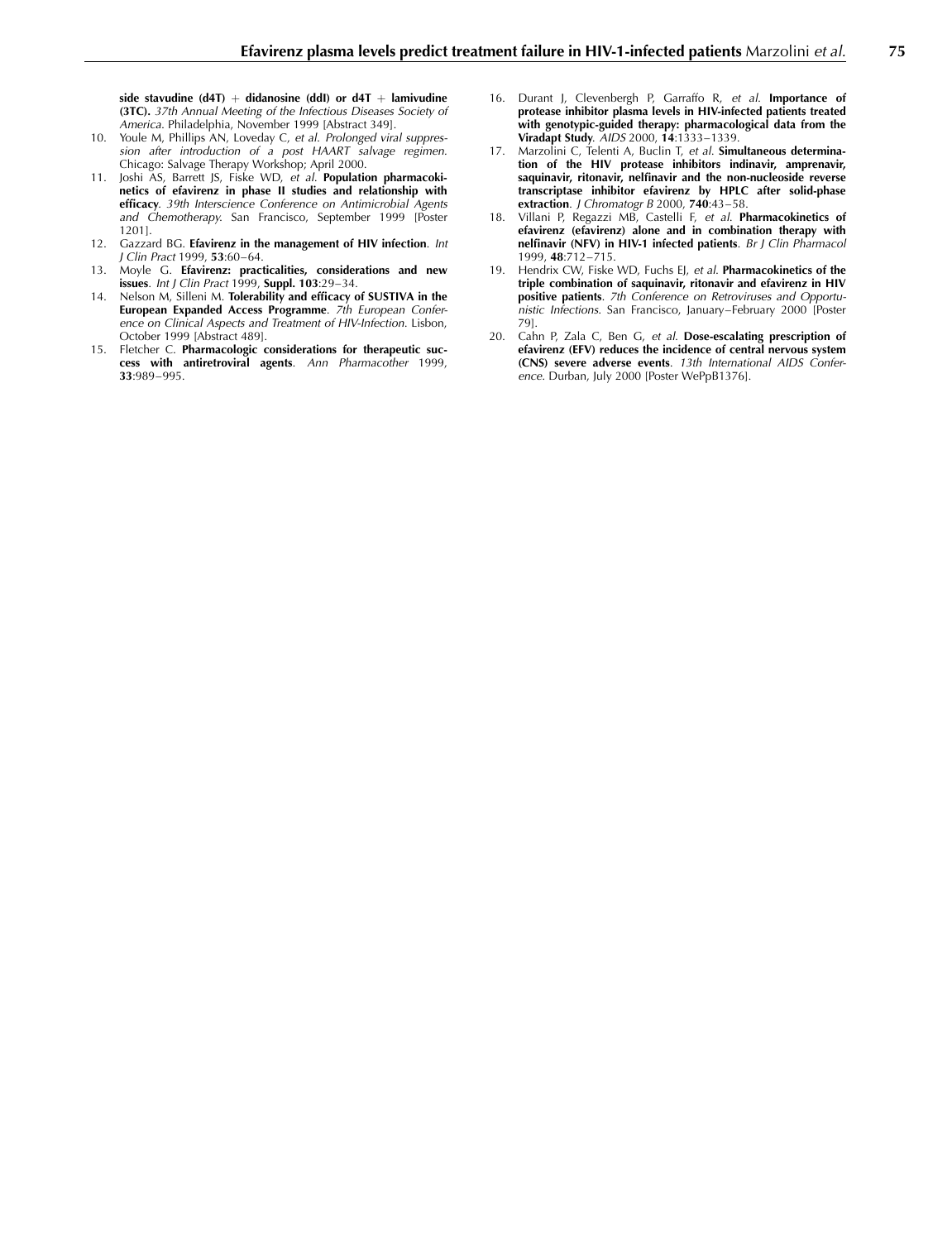**side stavudine (d4T) + didanosine (ddI) or d4T + lamivudine (3TC).** *37th Annual Meeting of the Infectious Diseases Society of America.* Philadelphia, November 1999 [Abstract 349].

10. Youle M, Phillips AN, Loveday C, *et al. Prolonged viral suppression after introduction of a post HAART salvage regimen.* Chicago: Salvage Therapy Workshop; April 2000.
11. Joshi AS, Barrett JS, Fiske WD, *et al.* **Population pharmacokinetics of efavirenz in phase II studies and relationship with efficacy**. *39th Interscience Conference on Antimicrobial Agents and Chemotherapy.* San Francisco, September 1999 [Poster 1201].
12. Gazzard BG. **Efavirenz in the management of HIV infection**. *Int J Clin Pract* 1999, **53**:60–64.
13. Moyle G. **Efavirenz: practicalities, considerations and new issues**. *Int J Clin Pract* 1999, **Suppl. 103**:29–34.
14. Nelson M, Silleni M. **Tolerability and efficacy of SUSTIVA in the European Expanded Access Programme**. *7th European Conference on Clinical Aspects and Treatment of HIV-Infection.* Lisbon, October 1999 [Abstract 489].
15. Fletcher C. **Pharmacologic considerations for therapeutic success with antiretroviral agents**. *Ann Pharmacother* 1999, **33**:989–995.
16. Durant J, Clevenbergh P, Garraffo R, *et al.* **Importance of protease inhibitor plasma levels in HIV-infected patients treated with genotypic-guided therapy: pharmacological data from the Viradapt Study**. *AIDS* 2000, **14**:1333–1339.
17. Marzolini C, Telenti A, Buclin T, *et al.* **Simultaneous determination of the HIV protease inhibitors indinavir, amprenavir, saquinavir, ritonavir, nelfinavir and the non-nucleoside reverse transcriptase inhibitor efavirenz by HPLC after solid-phase extraction**. *J Chromatogr B* 2000, **740**:43–58.
18. Villani P, Regazzi MB, Castelli F, *et al.* **Pharmacokinetics of efavirenz (efavirenz) alone and in combination therapy with nelfinavir (NFV) in HIV-1 infected patients**. *Br J Clin Pharmacol* 1999, **48**:712–715.
19. Hendrix CW, Fiske WD, Fuchs EJ, *et al.* **Pharmacokinetics of the triple combination of saquinavir, ritonavir and efavirenz in HIV positive patients**. *7th Conference on Retroviruses and Opportunistic Infections.* San Francisco, January–February 2000 [Poster 79].
20. Cahn P, Zala C, Ben G, *et al.* **Dose-escalating prescription of efavirenz (EFV) reduces the incidence of central nervous system (CNS) severe adverse events**. *13th International AIDS Conference.* Durban, July 2000 [Poster WePpB1376].